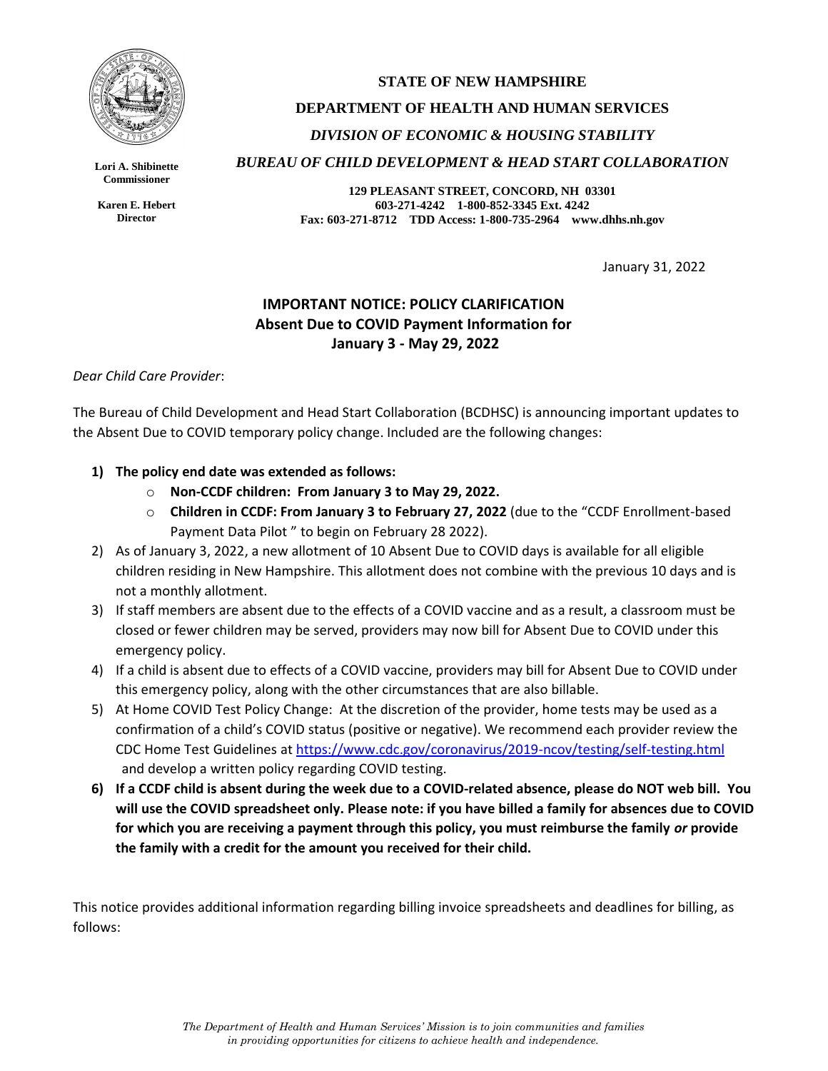Lori A. Shibinette
Commissioner

Karen E. Hebert
Director

**STATE OF NEW HAMPSHIRE**
**DEPARTMENT OF HEALTH AND HUMAN SERVICES**
***DIVISION OF ECONOMIC & HOUSING STABILITY***
***BUREAU OF CHILD DEVELOPMENT & HEAD START COLLABORATION***

**129 PLEASANT STREET, CONCORD, NH 03301**
**603-271-4242 1-800-852-3345 Ext. 4242**
**Fax: 603-271-8712 TDD Access: 1-800-735-2964 www.dhhs.nh.gov**

January 31, 2022

## IMPORTANT NOTICE: POLICY CLARIFICATION
## Absent Due to COVID Payment Information for January 3 - May 29, 2022

*Dear Child Care Provider*:

The Bureau of Child Development and Head Start Collaboration (BCDHSC) is announcing important updates to the Absent Due to COVID temporary policy change. Included are the following changes:

1) **The policy end date was extended as follows:**
   - **Non-CCDF children: From January 3 to May 29, 2022.**
   - **Children in CCDF: From January 3 to February 27, 2022** (due to the "CCDF Enrollment-based Payment Data Pilot " to begin on February 28 2022).
2) As of January 3, 2022, a new allotment of 10 Absent Due to COVID days is available for all eligible children residing in New Hampshire. This allotment does not combine with the previous 10 days and is not a monthly allotment.
3) If staff members are absent due to the effects of a COVID vaccine and as a result, a classroom must be closed or fewer children may be served, providers may now bill for Absent Due to COVID under this emergency policy.
4) If a child is absent due to effects of a COVID vaccine, providers may bill for Absent Due to COVID under this emergency policy, along with the other circumstances that are also billable.
5) At Home COVID Test Policy Change: At the discretion of the provider, home tests may be used as a confirmation of a child's COVID status (positive or negative). We recommend each provider review the CDC Home Test Guidelines at https://www.cdc.gov/coronavirus/2019-ncov/testing/self-testing.html and develop a written policy regarding COVID testing.
6) **If a CCDF child is absent during the week due to a COVID-related absence, please do NOT web bill. You will use the COVID spreadsheet only. Please note: if you have billed a family for absences due to COVID for which you are receiving a payment through this policy, you must reimburse the family *or* provide the family with a credit for the amount you received for their child.**

This notice provides additional information regarding billing invoice spreadsheets and deadlines for billing, as follows:

*The Department of Health and Human Services' Mission is to join communities and families in providing opportunities for citizens to achieve health and independence.*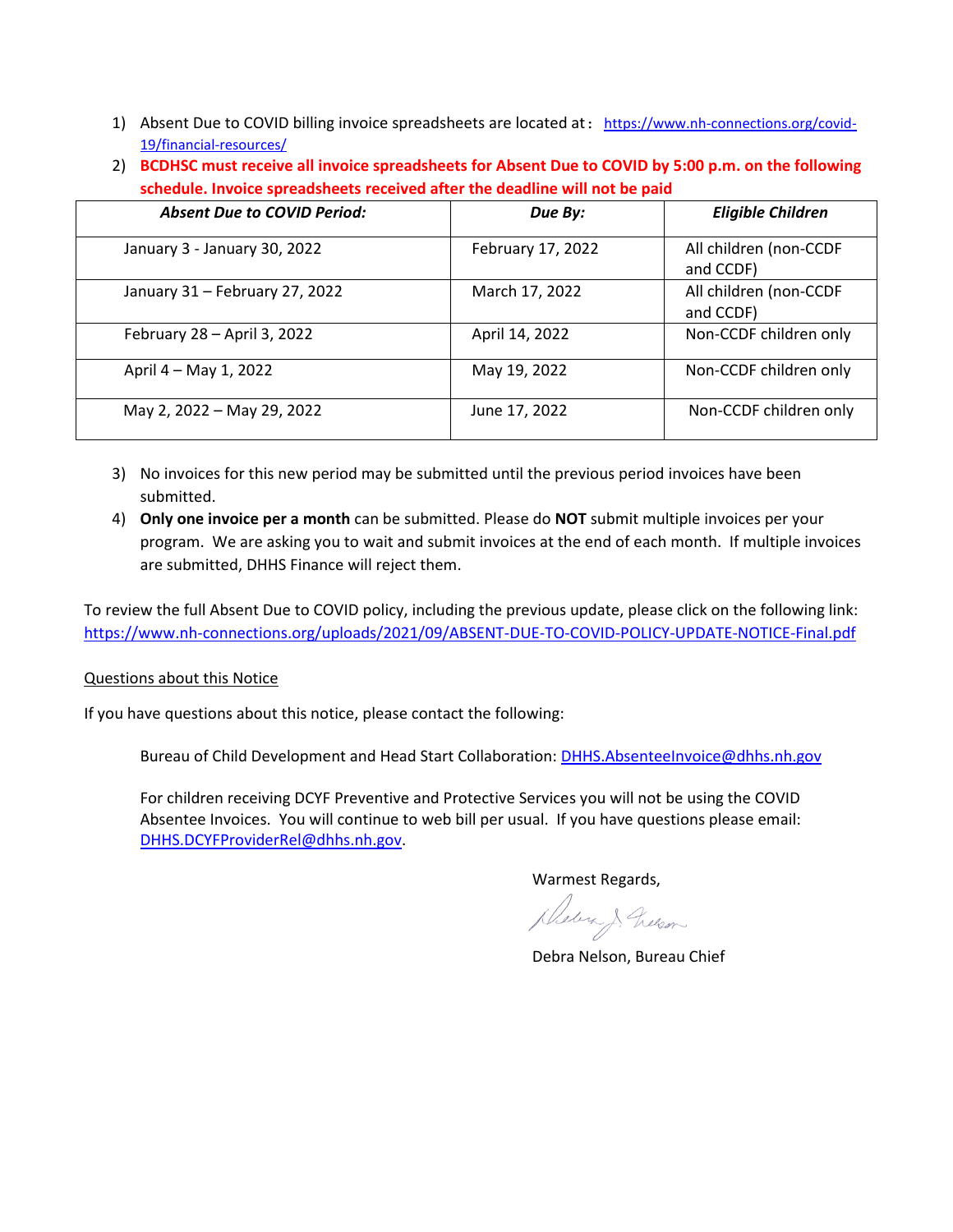1) Absent Due to COVID billing invoice spreadsheets are located at: https://www.nh-connections.org/covid-19/financial-resources/
2) **BCDHSC must receive all invoice spreadsheets for Absent Due to COVID by 5:00 p.m. on the following schedule. Invoice spreadsheets received after the deadline will not be paid**

| ***Absent Due to COVID Period:*** | ***Due By:*** | ***Eligible Children*** |
|---|---|---|
| January 3 - January 30, 2022 | February 17, 2022 | All children (non-CCDF and CCDF) |
| January 31 – February 27, 2022 | March 17, 2022 | All children (non-CCDF and CCDF) |
| February 28 – April 3, 2022 | April 14, 2022 | Non-CCDF children only |
| April 4 – May 1, 2022 | May 19, 2022 | Non-CCDF children only |
| May 2, 2022 – May 29, 2022 | June 17, 2022 | Non-CCDF children only |

3) No invoices for this new period may be submitted until the previous period invoices have been submitted.
4) **Only one invoice per a month** can be submitted. Please do **NOT** submit multiple invoices per your program. We are asking you to wait and submit invoices at the end of each month. If multiple invoices are submitted, DHHS Finance will reject them.

To review the full Absent Due to COVID policy, including the previous update, please click on the following link: https://www.nh-connections.org/uploads/2021/09/ABSENT-DUE-TO-COVID-POLICY-UPDATE-NOTICE-Final.pdf

Questions about this Notice

If you have questions about this notice, please contact the following:

Bureau of Child Development and Head Start Collaboration: DHHS.AbsenteeInvoice@dhhs.nh.gov

For children receiving DCYF Preventive and Protective Services you will not be using the COVID Absentee Invoices. You will continue to web bill per usual. If you have questions please email: DHHS.DCYFProviderRel@dhhs.nh.gov.

Warmest Regards,

Debra Nelson, Bureau Chief